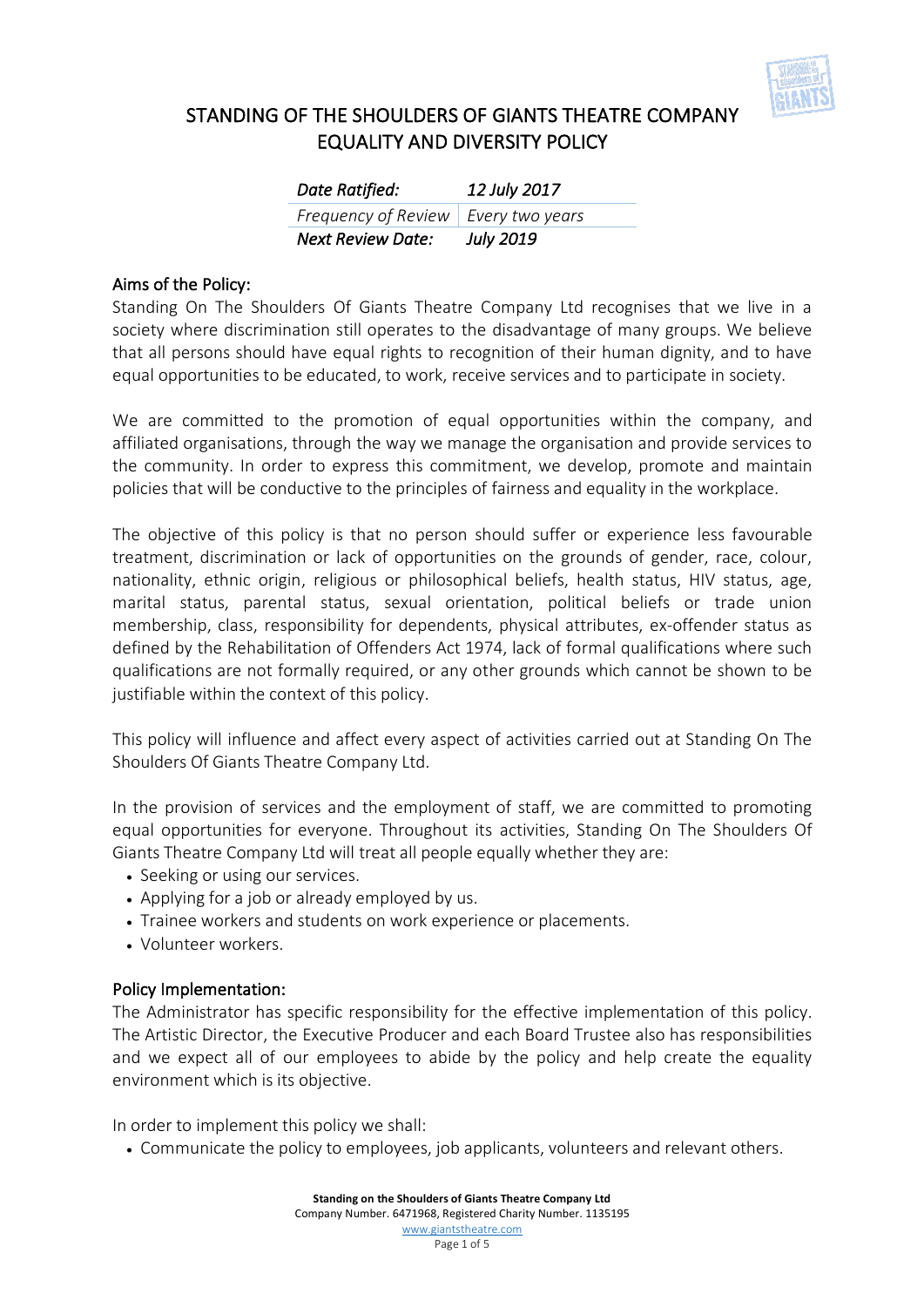# STANDING OF THE SHOULDERS OF GIANTS THEATRE COMPANY EQUALITY AND DIVERSITY POLICY

| *Date Ratified:* | *12 July 2017* |
| --- | --- |
| *Frequency of Review* | *Every two years* |
| ***Next Review Date:*** | ***July 2019*** |

## Aims of the Policy:

Standing On The Shoulders Of Giants Theatre Company Ltd recognises that we live in a society where discrimination still operates to the disadvantage of many groups. We believe that all persons should have equal rights to recognition of their human dignity, and to have equal opportunities to be educated, to work, receive services and to participate in society.

We are committed to the promotion of equal opportunities within the company, and affiliated organisations, through the way we manage the organisation and provide services to the community. In order to express this commitment, we develop, promote and maintain policies that will be conductive to the principles of fairness and equality in the workplace.

The objective of this policy is that no person should suffer or experience less favourable treatment, discrimination or lack of opportunities on the grounds of gender, race, colour, nationality, ethnic origin, religious or philosophical beliefs, health status, HIV status, age, marital status, parental status, sexual orientation, political beliefs or trade union membership, class, responsibility for dependents, physical attributes, ex-offender status as defined by the Rehabilitation of Offenders Act 1974, lack of formal qualifications where such qualifications are not formally required, or any other grounds which cannot be shown to be justifiable within the context of this policy.

This policy will influence and affect every aspect of activities carried out at Standing On The Shoulders Of Giants Theatre Company Ltd.

In the provision of services and the employment of staff, we are committed to promoting equal opportunities for everyone. Throughout its activities, Standing On The Shoulders Of Giants Theatre Company Ltd will treat all people equally whether they are:

- Seeking or using our services.
- Applying for a job or already employed by us.
- Trainee workers and students on work experience or placements.
- Volunteer workers.

## Policy Implementation:

The Administrator has specific responsibility for the effective implementation of this policy. The Artistic Director, the Executive Producer and each Board Trustee also has responsibilities and we expect all of our employees to abide by the policy and help create the equality environment which is its objective.

In order to implement this policy we shall:

- Communicate the policy to employees, job applicants, volunteers and relevant others.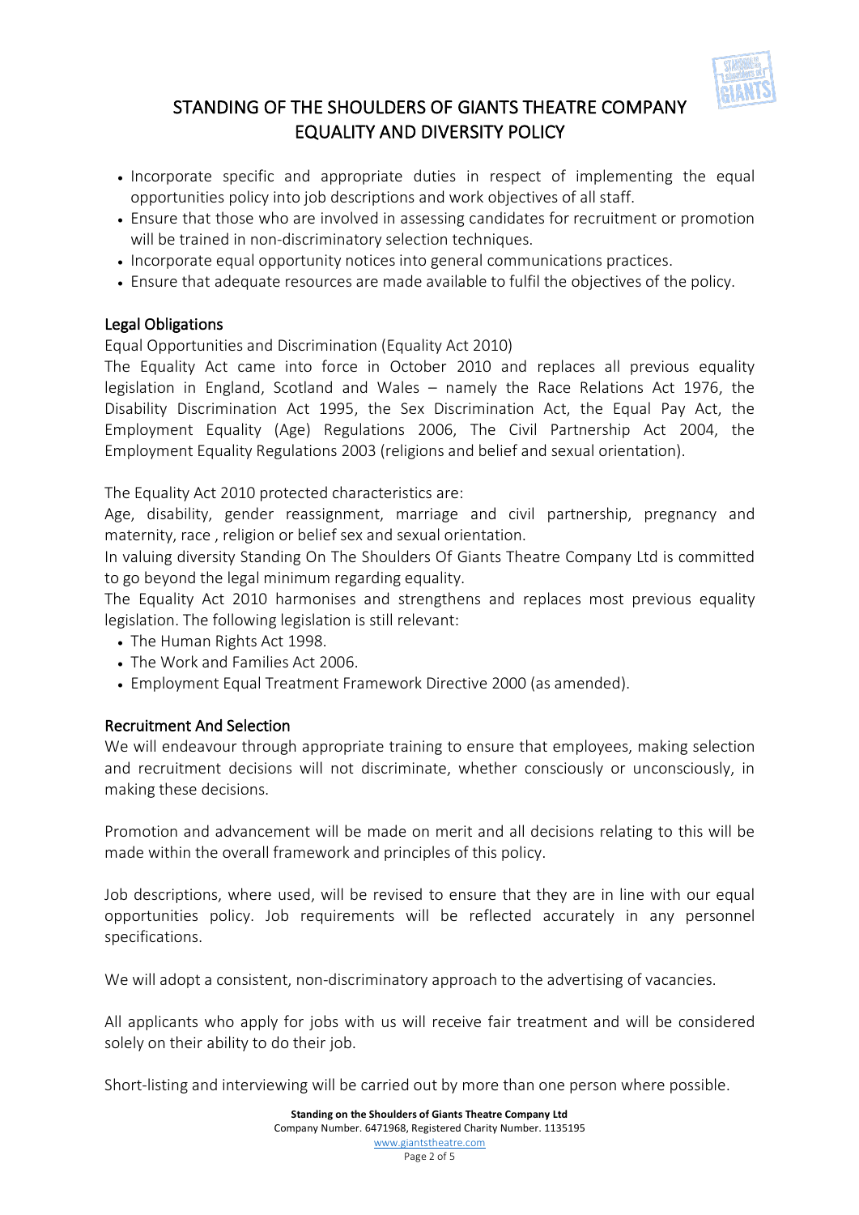- Incorporate specific and appropriate duties in respect of implementing the equal opportunities policy into job descriptions and work objectives of all staff.
- Ensure that those who are involved in assessing candidates for recruitment or promotion will be trained in non-discriminatory selection techniques.
- Incorporate equal opportunity notices into general communications practices.
- Ensure that adequate resources are made available to fulfil the objectives of the policy.

## Legal Obligations

Equal Opportunities and Discrimination (Equality Act 2010)

The Equality Act came into force in October 2010 and replaces all previous equality legislation in England, Scotland and Wales – namely the Race Relations Act 1976, the Disability Discrimination Act 1995, the Sex Discrimination Act, the Equal Pay Act, the Employment Equality (Age) Regulations 2006, The Civil Partnership Act 2004, the Employment Equality Regulations 2003 (religions and belief and sexual orientation).

The Equality Act 2010 protected characteristics are:

Age, disability, gender reassignment, marriage and civil partnership, pregnancy and maternity, race , religion or belief sex and sexual orientation.

In valuing diversity Standing On The Shoulders Of Giants Theatre Company Ltd is committed to go beyond the legal minimum regarding equality.

The Equality Act 2010 harmonises and strengthens and replaces most previous equality legislation. The following legislation is still relevant:

- The Human Rights Act 1998.
- The Work and Families Act 2006.
- Employment Equal Treatment Framework Directive 2000 (as amended).

## Recruitment And Selection

We will endeavour through appropriate training to ensure that employees, making selection and recruitment decisions will not discriminate, whether consciously or unconsciously, in making these decisions.

Promotion and advancement will be made on merit and all decisions relating to this will be made within the overall framework and principles of this policy.

Job descriptions, where used, will be revised to ensure that they are in line with our equal opportunities policy. Job requirements will be reflected accurately in any personnel specifications.

We will adopt a consistent, non-discriminatory approach to the advertising of vacancies.

All applicants who apply for jobs with us will receive fair treatment and will be considered solely on their ability to do their job.

Short-listing and interviewing will be carried out by more than one person where possible.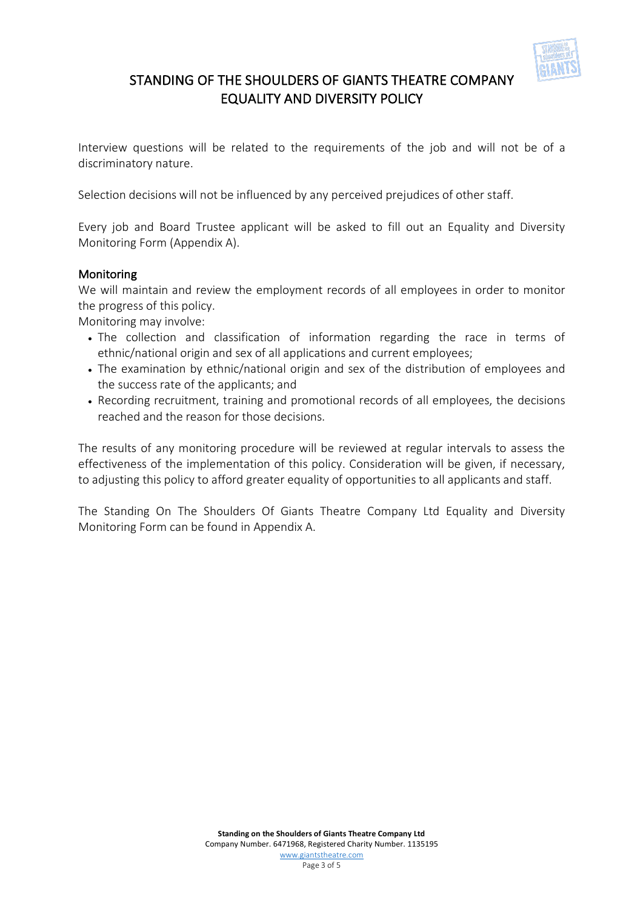Interview questions will be related to the requirements of the job and will not be of a discriminatory nature.

Selection decisions will not be influenced by any perceived prejudices of other staff.

Every job and Board Trustee applicant will be asked to fill out an Equality and Diversity Monitoring Form (Appendix A).

## Monitoring

We will maintain and review the employment records of all employees in order to monitor the progress of this policy.

Monitoring may involve:

- The collection and classification of information regarding the race in terms of ethnic/national origin and sex of all applications and current employees;
- The examination by ethnic/national origin and sex of the distribution of employees and the success rate of the applicants; and
- Recording recruitment, training and promotional records of all employees, the decisions reached and the reason for those decisions.

The results of any monitoring procedure will be reviewed at regular intervals to assess the effectiveness of the implementation of this policy. Consideration will be given, if necessary, to adjusting this policy to afford greater equality of opportunities to all applicants and staff.

The Standing On The Shoulders Of Giants Theatre Company Ltd Equality and Diversity Monitoring Form can be found in Appendix A.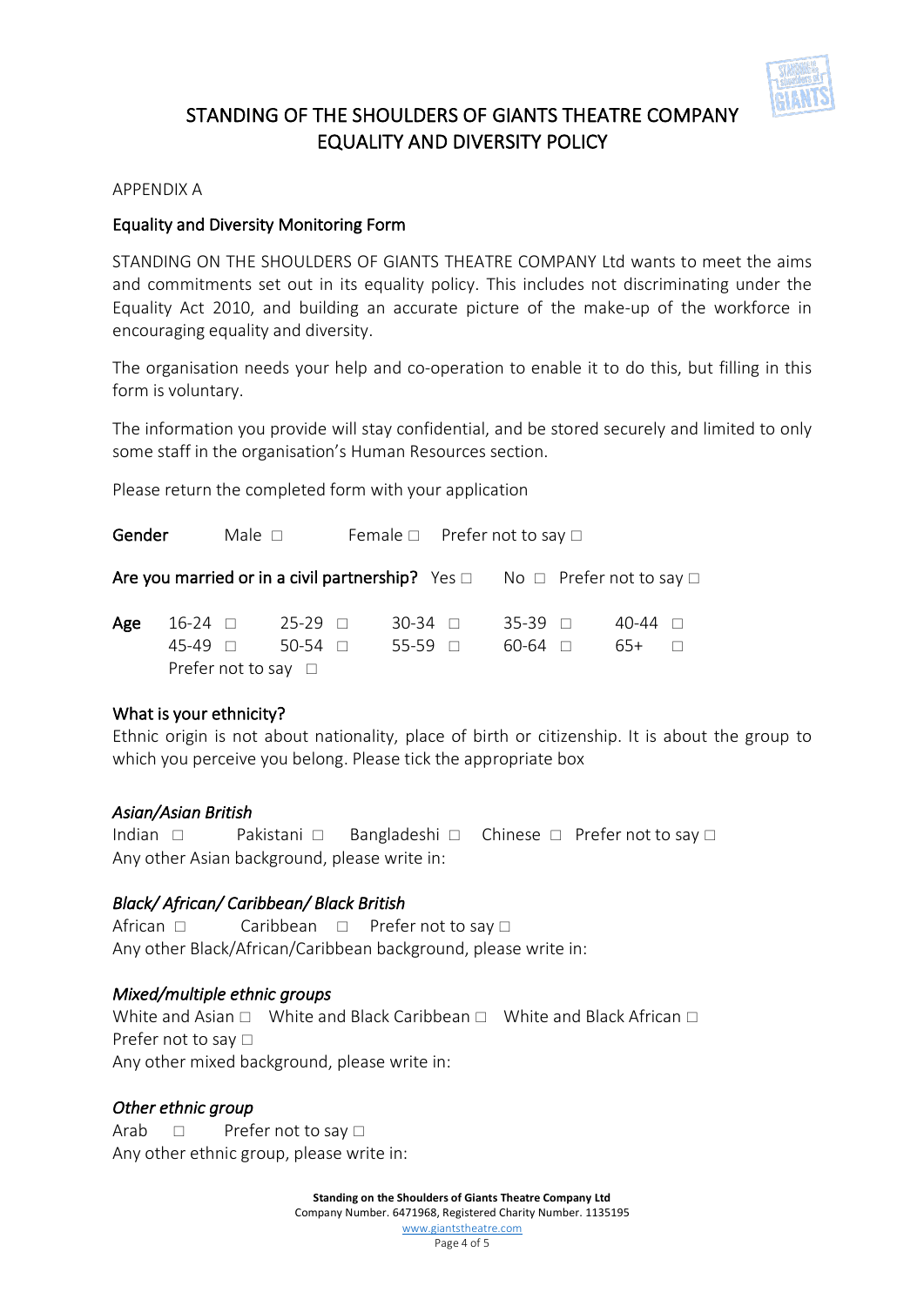# STANDING OF THE SHOULDERS OF GIANTS THEATRE COMPANY EQUALITY AND DIVERSITY POLICY

APPENDIX A

## Equality and Diversity Monitoring Form

STANDING ON THE SHOULDERS OF GIANTS THEATRE COMPANY Ltd wants to meet the aims and commitments set out in its equality policy. This includes not discriminating under the Equality Act 2010, and building an accurate picture of the make-up of the workforce in encouraging equality and diversity.

The organisation needs your help and co-operation to enable it to do this, but filling in this form is voluntary.

The information you provide will stay confidential, and be stored securely and limited to only some staff in the organisation's Human Resources section.

Please return the completed form with your application

**Gender** Male □ Female □ Prefer not to say □

**Are you married or in a civil partnership?** Yes □ No □ Prefer not to say □

**Age** 16-24 □ 25-29 □ 30-34 □ 35-39 □ 40-44 □
45-49 □ 50-54 □ 55-59 □ 60-64 □ 65+ □
Prefer not to say □

### What is your ethnicity?

Ethnic origin is not about nationality, place of birth or citizenship. It is about the group to which you perceive you belong. Please tick the appropriate box

*Asian/Asian British*

Indian □ Pakistani □ Bangladeshi □ Chinese □ Prefer not to say □
Any other Asian background, please write in:

*Black/ African/ Caribbean/ Black British*

African □ Caribbean □ Prefer not to say □
Any other Black/African/Caribbean background, please write in:

*Mixed/multiple ethnic groups*

White and Asian □ White and Black Caribbean □ White and Black African □
Prefer not to say □
Any other mixed background, please write in:

*Other ethnic group*

Arab □ Prefer not to say □
Any other ethnic group, please write in:

**Standing on the Shoulders of Giants Theatre Company Ltd**
Company Number. 6471968, Registered Charity Number. 1135195
www.giantstheatre.com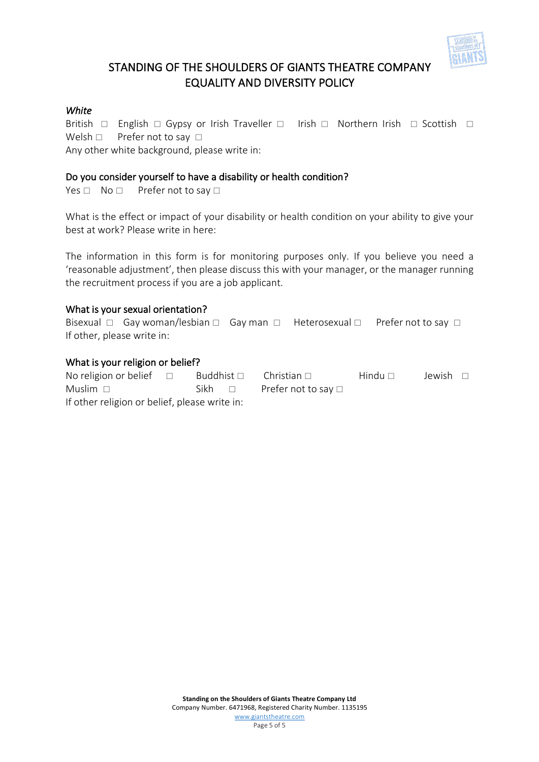# STANDING OF THE SHOULDERS OF GIANTS THEATRE COMPANY EQUALITY AND DIVERSITY POLICY

*White*

British □ English □ Gypsy or Irish Traveller □ Irish □ Northern Irish □ Scottish □ Welsh □ Prefer not to say □

Any other white background, please write in:

### Do you consider yourself to have a disability or health condition?

Yes □ No □ Prefer not to say □

What is the effect or impact of your disability or health condition on your ability to give your best at work? Please write in here:

The information in this form is for monitoring purposes only. If you believe you need a 'reasonable adjustment', then please discuss this with your manager, or the manager running the recruitment process if you are a job applicant.

### What is your sexual orientation?

Bisexual □ Gay woman/lesbian □ Gay man □ Heterosexual □ Prefer not to say □

If other, please write in:

### What is your religion or belief?

No religion or belief □ Buddhist □ Christian □ Hindu □ Jewish □ Muslim □ Sikh □ Prefer not to say □

If other religion or belief, please write in: